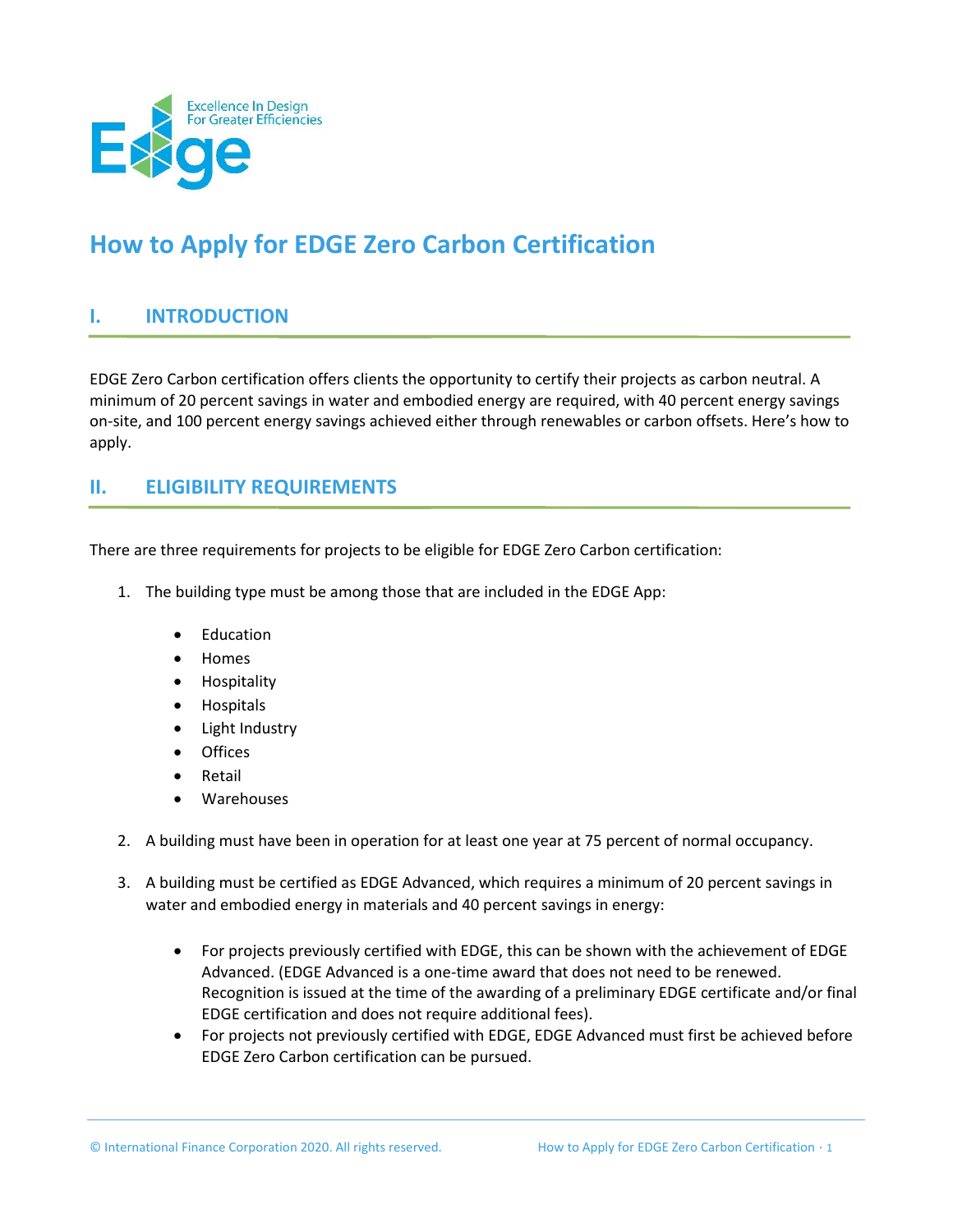# How to Apply for EDGE Zero Carbon Certification

## I. INTRODUCTION

EDGE Zero Carbon certification offers clients the opportunity to certify their projects as carbon neutral. A minimum of 20 percent savings in water and embodied energy are required, with 40 percent energy savings on-site, and 100 percent energy savings achieved either through renewables or carbon offsets. Here's how to apply.

## II. ELIGIBILITY REQUIREMENTS

There are three requirements for projects to be eligible for EDGE Zero Carbon certification:

1. The building type must be among those that are included in the EDGE App:
   - Education
   - Homes
   - Hospitality
   - Hospitals
   - Light Industry
   - Offices
   - Retail
   - Warehouses

2. A building must have been in operation for at least one year at 75 percent of normal occupancy.

3. A building must be certified as EDGE Advanced, which requires a minimum of 20 percent savings in water and embodied energy in materials and 40 percent savings in energy:
   - For projects previously certified with EDGE, this can be shown with the achievement of EDGE Advanced. (EDGE Advanced is a one-time award that does not need to be renewed. Recognition is issued at the time of the awarding of a preliminary EDGE certificate and/or final EDGE certification and does not require additional fees).
   - For projects not previously certified with EDGE, EDGE Advanced must first be achieved before EDGE Zero Carbon certification can be pursued.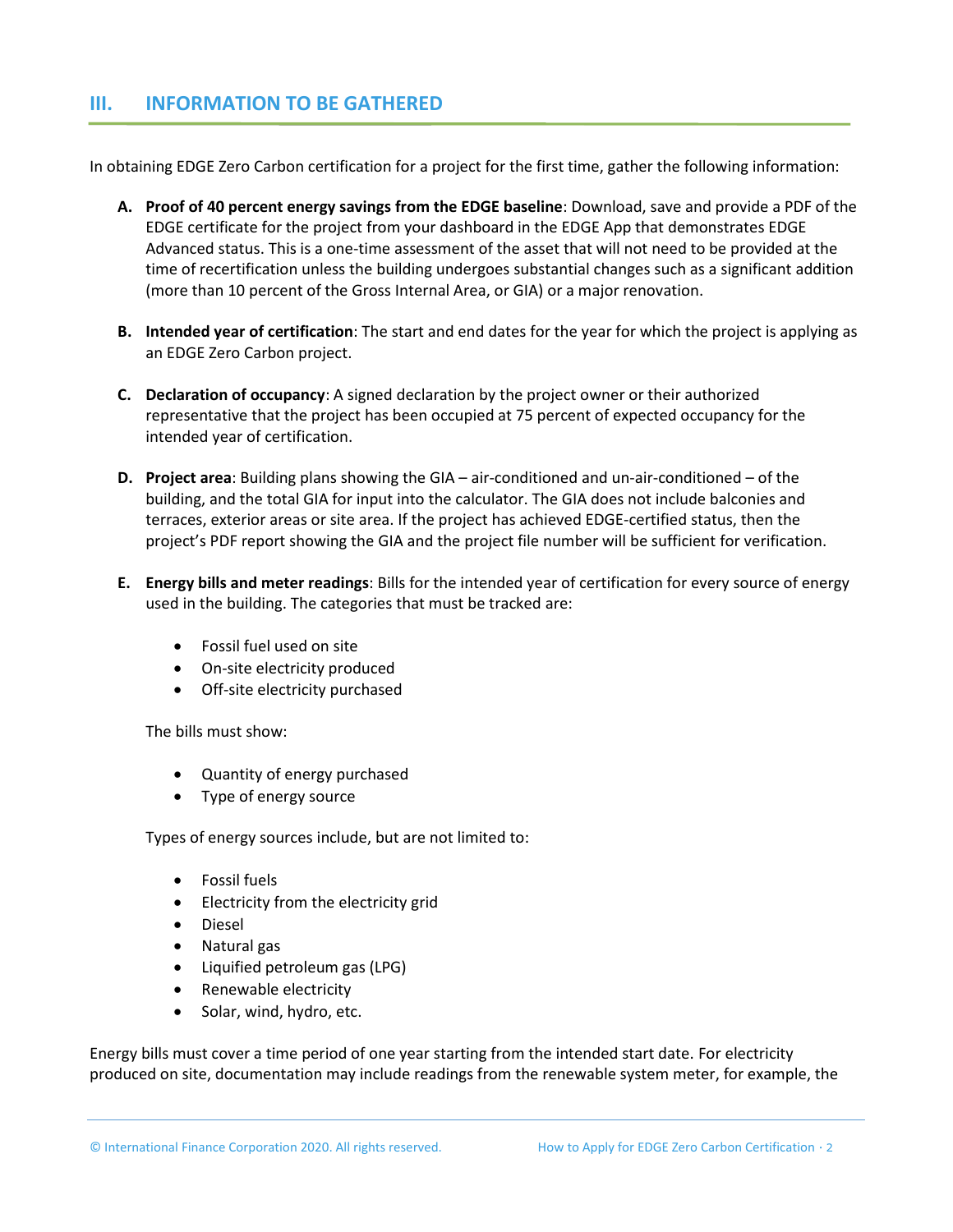## III. INFORMATION TO BE GATHERED

In obtaining EDGE Zero Carbon certification for a project for the first time, gather the following information:

A. **Proof of 40 percent energy savings from the EDGE baseline**: Download, save and provide a PDF of the EDGE certificate for the project from your dashboard in the EDGE App that demonstrates EDGE Advanced status. This is a one-time assessment of the asset that will not need to be provided at the time of recertification unless the building undergoes substantial changes such as a significant addition (more than 10 percent of the Gross Internal Area, or GIA) or a major renovation.

B. **Intended year of certification**: The start and end dates for the year for which the project is applying as an EDGE Zero Carbon project.

C. **Declaration of occupancy**: A signed declaration by the project owner or their authorized representative that the project has been occupied at 75 percent of expected occupancy for the intended year of certification.

D. **Project area**: Building plans showing the GIA – air-conditioned and un-air-conditioned – of the building, and the total GIA for input into the calculator. The GIA does not include balconies and terraces, exterior areas or site area. If the project has achieved EDGE-certified status, then the project's PDF report showing the GIA and the project file number will be sufficient for verification.

E. **Energy bills and meter readings**: Bills for the intended year of certification for every source of energy used in the building. The categories that must be tracked are:

   - Fossil fuel used on site
   - On-site electricity produced
   - Off-site electricity purchased

   The bills must show:

   - Quantity of energy purchased
   - Type of energy source

   Types of energy sources include, but are not limited to:

   - Fossil fuels
   - Electricity from the electricity grid
   - Diesel
   - Natural gas
   - Liquified petroleum gas (LPG)
   - Renewable electricity
   - Solar, wind, hydro, etc.

Energy bills must cover a time period of one year starting from the intended start date. For electricity produced on site, documentation may include readings from the renewable system meter, for example, the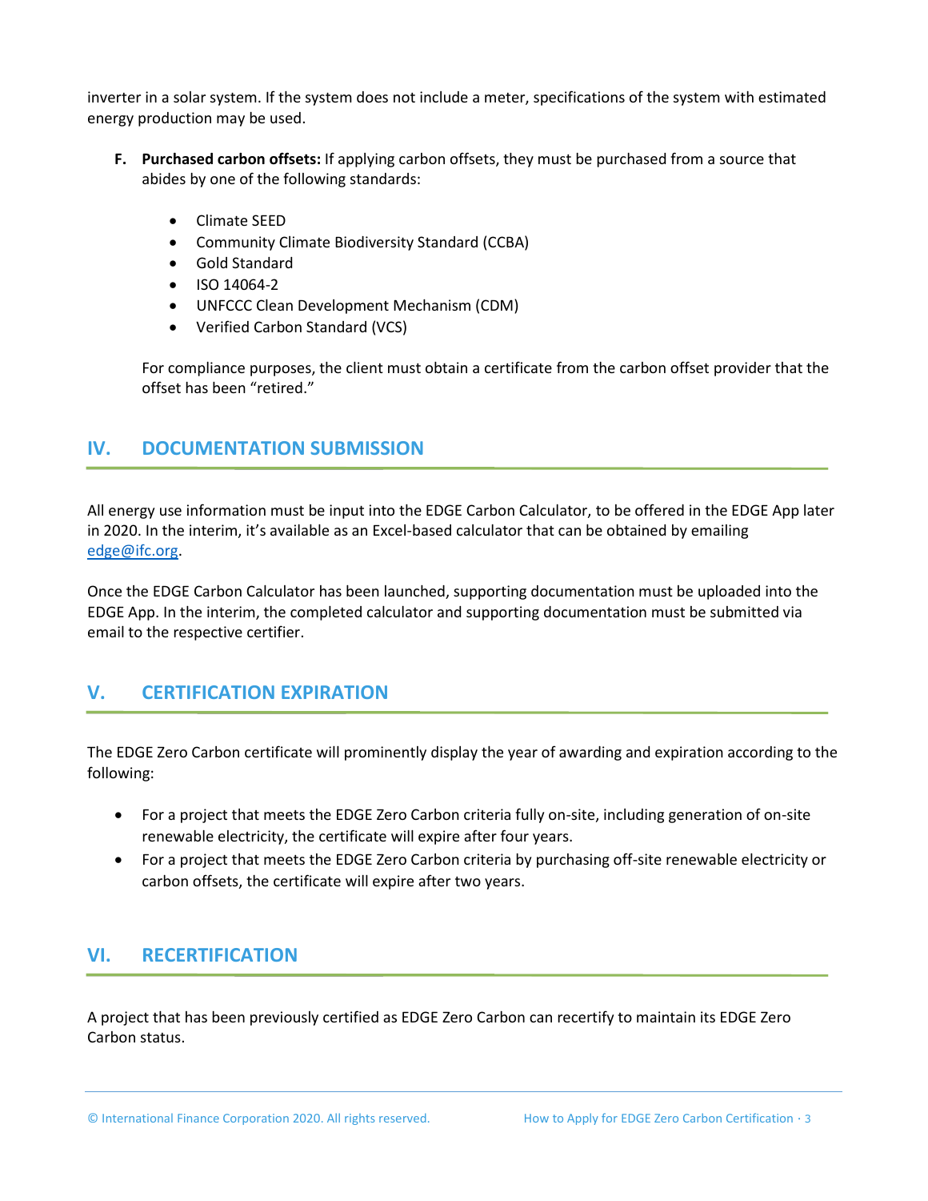inverter in a solar system. If the system does not include a meter, specifications of the system with estimated energy production may be used.

F. **Purchased carbon offsets:** If applying carbon offsets, they must be purchased from a source that abides by one of the following standards:

- Climate SEED
- Community Climate Biodiversity Standard (CCBA)
- Gold Standard
- ISO 14064-2
- UNFCCC Clean Development Mechanism (CDM)
- Verified Carbon Standard (VCS)

For compliance purposes, the client must obtain a certificate from the carbon offset provider that the offset has been "retired."

## IV. DOCUMENTATION SUBMISSION

All energy use information must be input into the EDGE Carbon Calculator, to be offered in the EDGE App later in 2020. In the interim, it's available as an Excel-based calculator that can be obtained by emailing edge@ifc.org.

Once the EDGE Carbon Calculator has been launched, supporting documentation must be uploaded into the EDGE App. In the interim, the completed calculator and supporting documentation must be submitted via email to the respective certifier.

## V. CERTIFICATION EXPIRATION

The EDGE Zero Carbon certificate will prominently display the year of awarding and expiration according to the following:

- For a project that meets the EDGE Zero Carbon criteria fully on-site, including generation of on-site renewable electricity, the certificate will expire after four years.
- For a project that meets the EDGE Zero Carbon criteria by purchasing off-site renewable electricity or carbon offsets, the certificate will expire after two years.

## VI. RECERTIFICATION

A project that has been previously certified as EDGE Zero Carbon can recertify to maintain its EDGE Zero Carbon status.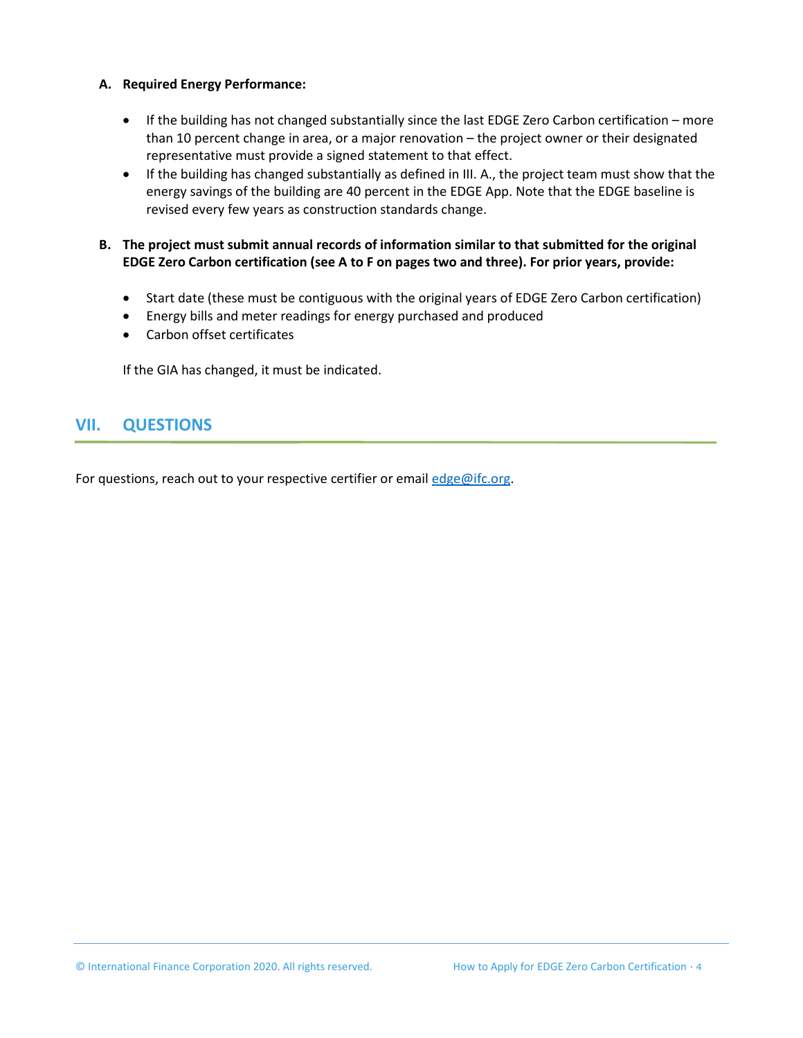**A. Required Energy Performance:**

- If the building has not changed substantially since the last EDGE Zero Carbon certification – more than 10 percent change in area, or a major renovation – the project owner or their designated representative must provide a signed statement to that effect.
- If the building has changed substantially as defined in III. A., the project team must show that the energy savings of the building are 40 percent in the EDGE App. Note that the EDGE baseline is revised every few years as construction standards change.

**B. The project must submit annual records of information similar to that submitted for the original EDGE Zero Carbon certification (see A to F on pages two and three). For prior years, provide:**

- Start date (these must be contiguous with the original years of EDGE Zero Carbon certification)
- Energy bills and meter readings for energy purchased and produced
- Carbon offset certificates

If the GIA has changed, it must be indicated.

## VII. QUESTIONS

For questions, reach out to your respective certifier or email edge@ifc.org.